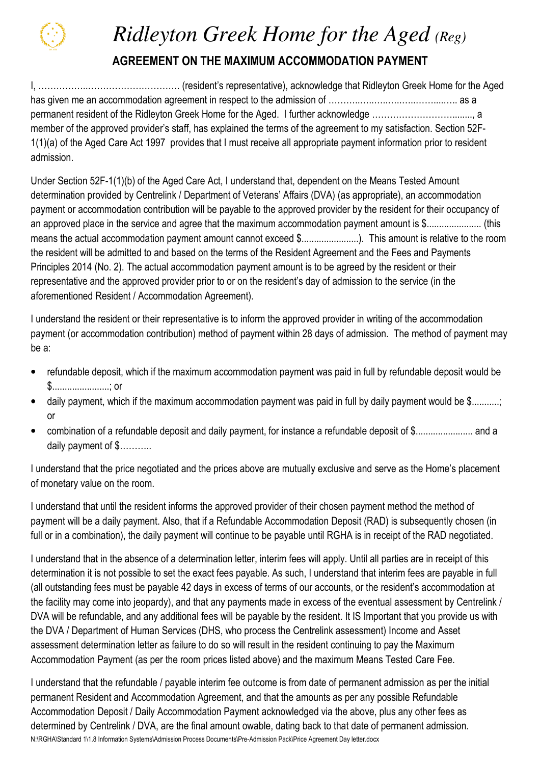# *Ridleyton Greek Home for the Aged (Reg)*

## AGREEMENT ON THE MAXIMUM ACCOMMODATION PAYMENT

I, ……………..…………………………. (resident's representative), acknowledge that Ridleyton Greek Home for the Aged has given me an accommodation agreement in respect to the admission of ………..…..…..…..…..…..……..….. as a permanent resident of the Ridleyton Greek Home for the Aged. I further acknowledge …………………………......., a member of the approved provider's staff, has explained the terms of the agreement to my satisfaction. Section 52F-1(1)(a) of the Aged Care Act 1997 provides that I must receive all appropriate payment information prior to resident admission.

Under Section 52F-1(1)(b) of the Aged Care Act, I understand that, dependent on the Means Tested Amount determination provided by Centrelink / Department of Veterans' Affairs (DVA) (as appropriate), an accommodation payment or accommodation contribution will be payable to the approved provider by the resident for their occupancy of an approved place in the service and agree that the maximum accommodation payment amount is $...................... (this means the actual accommodation payment amount cannot exceed $.......................). This amount is relative to the room the resident will be admitted to and based on the terms of the Resident Agreement and the Fees and Payments Principles 2014 (No. 2). The actual accommodation payment amount is to be agreed by the resident or their representative and the approved provider prior to or on the resident's day of admission to the service (in the aforementioned Resident / Accommodation Agreement).

I understand the resident or their representative is to inform the approved provider in writing of the accommodation payment (or accommodation contribution) method of payment within 28 days of admission. The method of payment may be a:

- refundable deposit, which if the maximum accommodation payment was paid in full by refundable deposit would be $.......................; or
- daily payment, which if the maximum accommodation payment was paid in full by daily payment would be $...........; or
- combination of a refundable deposit and daily payment, for instance a refundable deposit of $...................... and a daily payment of $………..

I understand that the price negotiated and the prices above are mutually exclusive and serve as the Home's placement of monetary value on the room.

I understand that until the resident informs the approved provider of their chosen payment method the method of payment will be a daily payment. Also, that if a Refundable Accommodation Deposit (RAD) is subsequently chosen (in full or in a combination), the daily payment will continue to be payable until RGHA is in receipt of the RAD negotiated.

I understand that in the absence of a determination letter, interim fees will apply. Until all parties are in receipt of this determination it is not possible to set the exact fees payable. As such, I understand that interim fees are payable in full (all outstanding fees must be payable 42 days in excess of terms of our accounts, or the resident's accommodation at the facility may come into jeopardy), and that any payments made in excess of the eventual assessment by Centrelink / DVA will be refundable, and any additional fees will be payable by the resident. It IS Important that you provide us with the DVA / Department of Human Services (DHS, who process the Centrelink assessment) Income and Asset assessment determination letter as failure to do so will result in the resident continuing to pay the Maximum Accommodation Payment (as per the room prices listed above) and the maximum Means Tested Care Fee.

I understand that the refundable / payable interim fee outcome is from date of permanent admission as per the initial permanent Resident and Accommodation Agreement, and that the amounts as per any possible Refundable Accommodation Deposit / Daily Accommodation Payment acknowledged via the above, plus any other fees as determined by Centrelink / DVA, are the final amount owable, dating back to that date of permanent admission.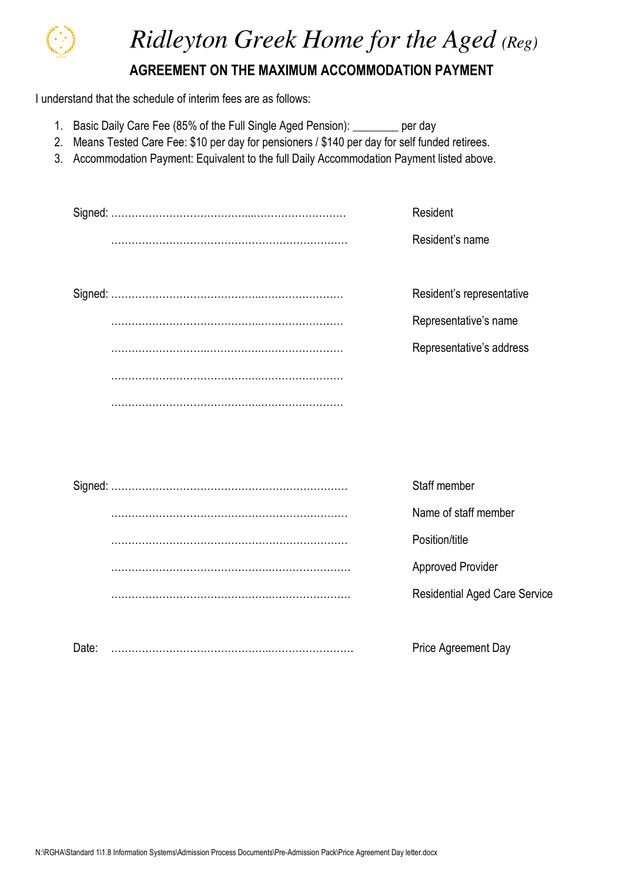# *Ridleyton Greek Home for the Aged (Reg)*

## AGREEMENT ON THE MAXIMUM ACCOMMODATION PAYMENT

I understand that the schedule of interim fees are as follows:

1. Basic Daily Care Fee (85% of the Full Single Aged Pension): ________ per day
2. Means Tested Care Fee: $10 per day for pensioners / $140 per day for self funded retirees.
3. Accommodation Payment: Equivalent to the full Daily Accommodation Payment listed above.

Signed: …………………………………………………………… Resident

…………………………………………………………… Resident's name

Signed: …………………………………………………………… Resident's representative

…………………………………………………………… Representative's name

…………………………………………………………… Representative's address

……………………………………………………………

……………………………………………………………

Signed: …………………………………………………………… Staff member

…………………………………………………………… Name of staff member

…………………………………………………………… Position/title

…………………………………………………………… Approved Provider

…………………………………………………………… Residential Aged Care Service

Date: …………………………………………………………… Price Agreement Day

N:\RGHA\Standard 1\1.8 Information Systems\Admission Process Documents\Pre-Admission Pack\Price Agreement Day letter.docx